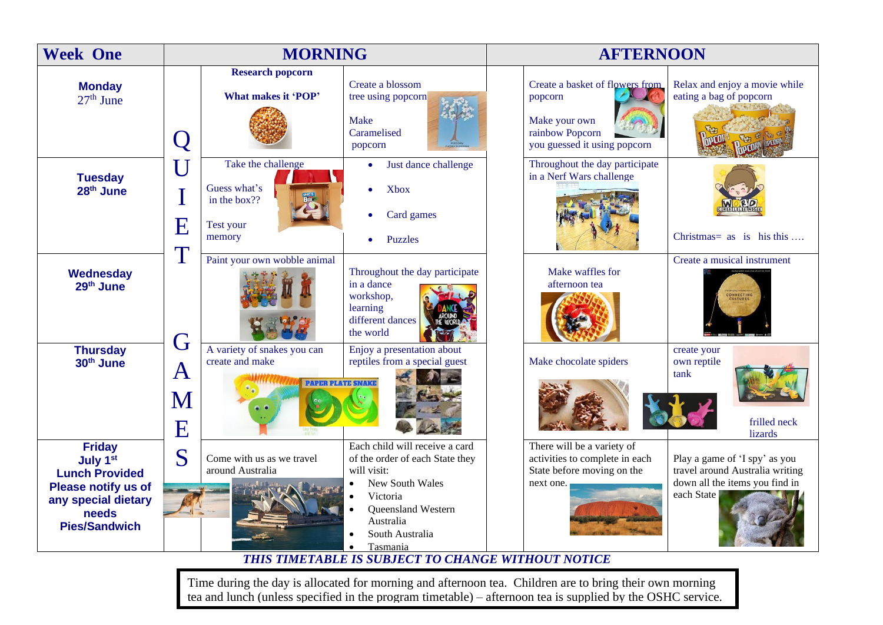| Week One | | MORNING | | | AFTERNOON | |
|---|---|---|---|---|---|---|
| **Monday** 27th June | Q | **Research popcorn** **What makes it 'POP'** | Create a blossom tree using popcorn Make Caramelised popcorn | | Create a basket of flowers from popcorn Make your own rainbow Popcorn you guessed it using popcorn | Relax and enjoy a movie while eating a bag of popcorn |
| **Tuesday** **28th June** | U I E T | Take the challenge Guess what's in the box?? Test your memory | • Just dance challenge • Xbox • Card games • Puzzles | | Throughout the day participate in a Nerf Wars challenge | Christmas= as is his this …. |
| **Wednesday** **29th June** | | Paint your own wobble animal | Throughout the day participate in a dance workshop, learning different dances the world | | Make waffles for afternoon tea | Create a musical instrument |
| **Thursday** **30th June** | G A M E | A variety of snakes you can create and make | Enjoy a presentation about reptiles from a special guest | | Make chocolate spiders | create your own reptile tank frilled neck lizards |
| **Friday** **July 1st** **Lunch Provided** **Please notify us of any special dietary needs** **Pies/Sandwich** | S | Come with us as we travel around Australia | Each child will receive a card of the order of each State they will visit: • New South Wales • Victoria • Queensland Western Australia • South Australia • Tasmania | | There will be a variety of activities to complete in each State before moving on the next one. | Play a game of 'I spy' as you travel around Australia writing down all the items you find in each State |

***THIS TIMETABLE IS SUBJECT TO CHANGE WITHOUT NOTICE***

Time during the day is allocated for morning and afternoon tea. Children are to bring their own morning tea and lunch (unless specified in the program timetable) – afternoon tea is supplied by the OSHC service.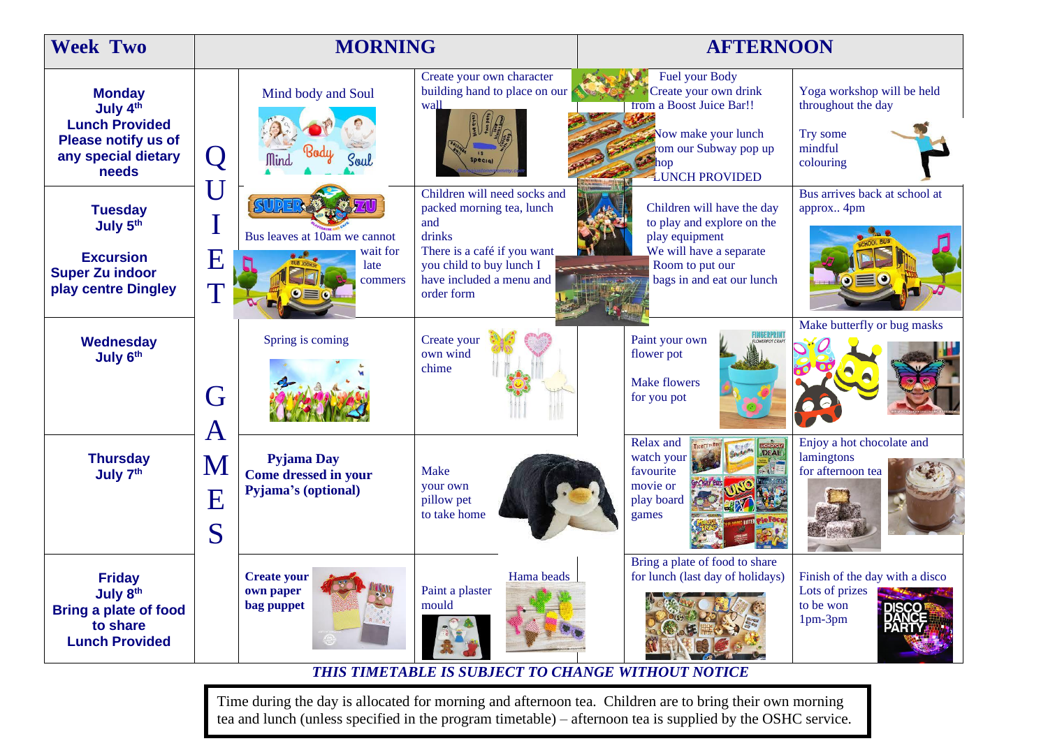| Week Two | | MORNING | | AFTERNOON | |
|---|---|---|---|---|---|
| **Monday July 4th Lunch Provided Please notify us of any special dietary needs** | QUIET GAMES | Mind body and Soul | Create your own character building hand to place on our wall | Fuel your Body Create your own drink from a Boost Juice Bar!! Now make your lunch from our Subway pop up shop LUNCH PROVIDED | Yoga workshop will be held throughout the day Try some mindful colouring |
| **Tuesday July 5th Excursion Super Zu indoor play centre Dingley** | | Bus leaves at 10am we cannot wait for late commers | Children will need socks and packed morning tea, lunch and drinks There is a café if you want you child to buy lunch I have included a menu and order form | Children will have the day to play and explore on the play equipment We will have a separate Room to put our bags in and eat our lunch | Bus arrives back at school at approx.. 4pm |
| **Wednesday July 6th** | | Spring is coming | Create your own wind chime | Paint your own flower pot Make flowers for you pot | Make butterfly or bug masks |
| **Thursday July 7th** | | **Pyjama Day Come dressed in your Pyjama's (optional)** | Make your own pillow pet to take home | Relax and watch your favourite movie or play board games | Enjoy a hot chocolate and lamingtons for afternoon tea |
| **Friday July 8th Bring a plate of food to share Lunch Provided** | | **Create your own paper bag puppet** | Paint a plaster mould Hama beads | Bring a plate of food to share for lunch (last day of holidays) | Finish of the day with a disco Lots of prizes to be won 1pm-3pm |

***THIS TIMETABLE IS SUBJECT TO CHANGE WITHOUT NOTICE***

Time during the day is allocated for morning and afternoon tea. Children are to bring their own morning tea and lunch (unless specified in the program timetable) – afternoon tea is supplied by the OSHC service.